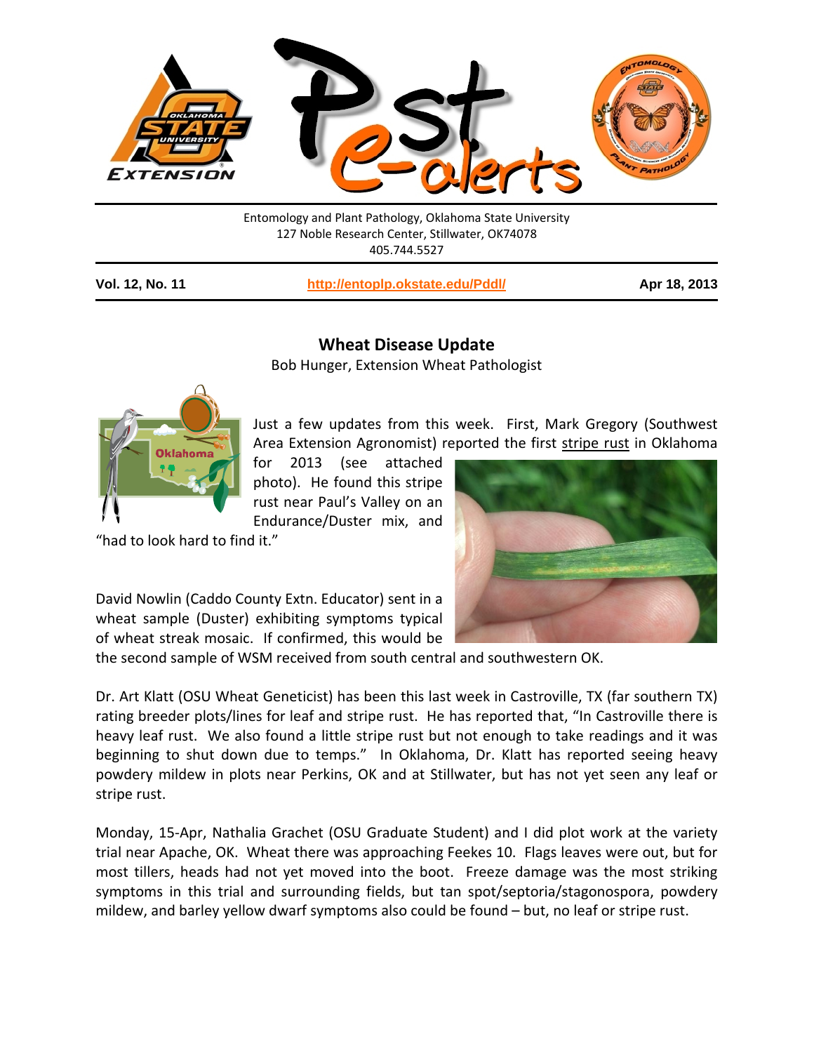Entomology and Plant Pathology, Oklahoma State University
127 Noble Research Center, Stillwater, OK74078
405.744.5527

**Vol. 12, No. 11** | **http://entoplp.okstate.edu/Pddl/** | **Apr 18, 2013**

# Wheat Disease Update

Bob Hunger, Extension Wheat Pathologist

Just a few updates from this week. First, Mark Gregory (Southwest Area Extension Agronomist) reported the first stripe rust in Oklahoma for 2013 (see attached photo). He found this stripe rust near Paul's Valley on an Endurance/Duster mix, and "had to look hard to find it."

David Nowlin (Caddo County Extn. Educator) sent in a wheat sample (Duster) exhibiting symptoms typical of wheat streak mosaic. If confirmed, this would be the second sample of WSM received from south central and southwestern OK.

Dr. Art Klatt (OSU Wheat Geneticist) has been this last week in Castroville, TX (far southern TX) rating breeder plots/lines for leaf and stripe rust. He has reported that, "In Castroville there is heavy leaf rust. We also found a little stripe rust but not enough to take readings and it was beginning to shut down due to temps." In Oklahoma, Dr. Klatt has reported seeing heavy powdery mildew in plots near Perkins, OK and at Stillwater, but has not yet seen any leaf or stripe rust.

Monday, 15-Apr, Nathalia Grachet (OSU Graduate Student) and I did plot work at the variety trial near Apache, OK. Wheat there was approaching Feekes 10. Flags leaves were out, but for most tillers, heads had not yet moved into the boot. Freeze damage was the most striking symptoms in this trial and surrounding fields, but tan spot/septoria/stagonospora, powdery mildew, and barley yellow dwarf symptoms also could be found – but, no leaf or stripe rust.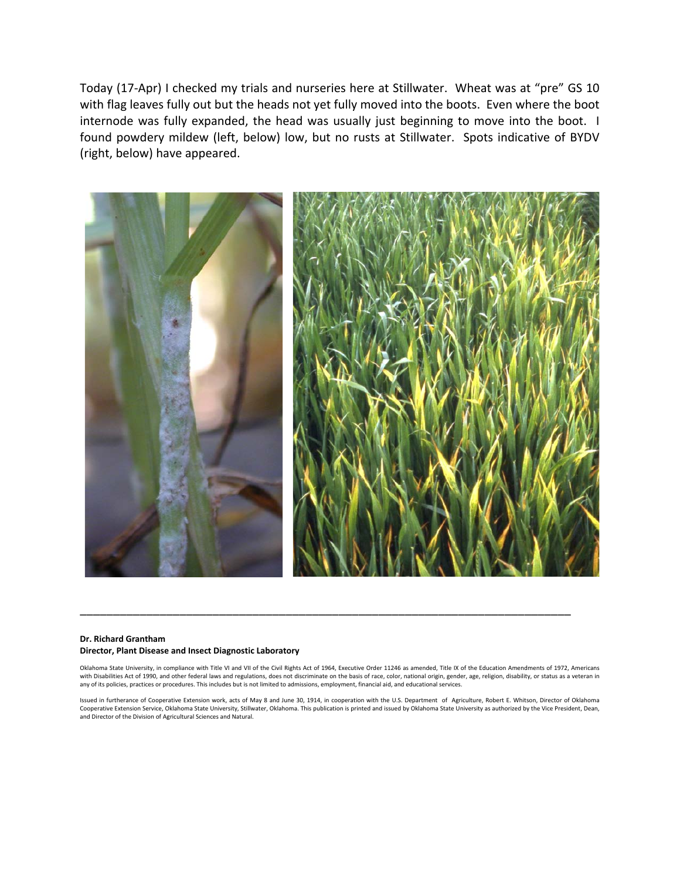Today (17-Apr) I checked my trials and nurseries here at Stillwater. Wheat was at "pre" GS 10 with flag leaves fully out but the heads not yet fully moved into the boots. Even where the boot internode was fully expanded, the head was usually just beginning to move into the boot. I found powdery mildew (left, below) low, but no rusts at Stillwater. Spots indicative of BYDV (right, below) have appeared.

---

**Dr. Richard Grantham**
**Director, Plant Disease and Insect Diagnostic Laboratory**

Oklahoma State University, in compliance with Title VI and VII of the Civil Rights Act of 1964, Executive Order 11246 as amended, Title IX of the Education Amendments of 1972, Americans with Disabilities Act of 1990, and other federal laws and regulations, does not discriminate on the basis of race, color, national origin, gender, age, religion, disability, or status as a veteran in any of its policies, practices or procedures. This includes but is not limited to admissions, employment, financial aid, and educational services.

Issued in furtherance of Cooperative Extension work, acts of May 8 and June 30, 1914, in cooperation with the U.S. Department of Agriculture, Robert E. Whitson, Director of Oklahoma Cooperative Extension Service, Oklahoma State University, Stillwater, Oklahoma. This publication is printed and issued by Oklahoma State University as authorized by the Vice President, Dean, and Director of the Division of Agricultural Sciences and Natural.